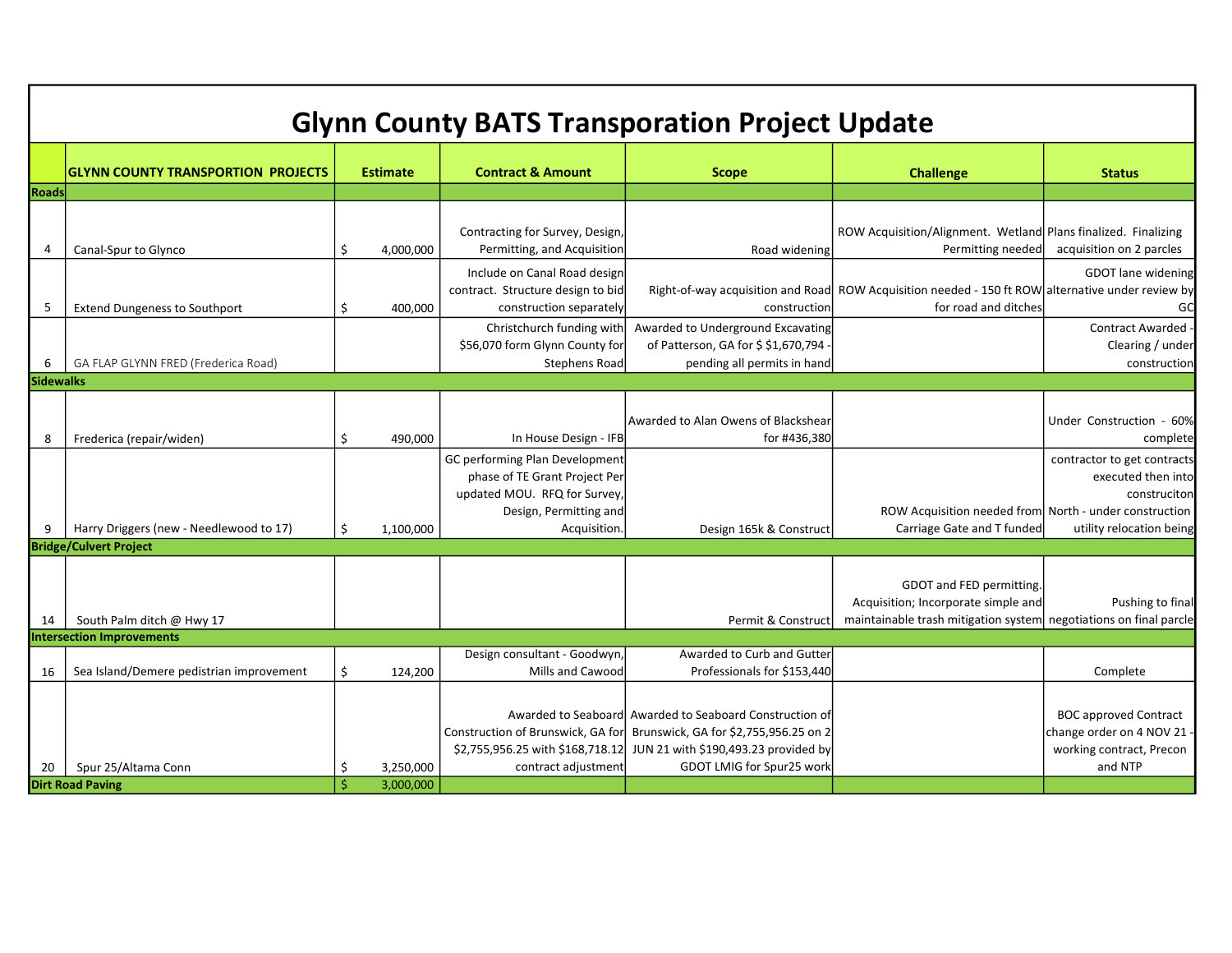# Glynn County BATS Transporation Project Update

| | GLYNN COUNTY TRANSPORTION PROJECTS | Estimate | Contract & Amount | Scope | Challenge | Status |
|---|---|---|---|---|---|---|
| **Roads** | | | | | | |
| 4 | Canal-Spur to Glynco | $ 4,000,000 | Contracting for Survey, Design, Permitting, and Acquisition | Road widening | ROW Acquisition/Alignment. Wetland Permitting needed | Plans finalized. Finalizing acquisition on 2 parcles |
| 5 | Extend Dungeness to Southport | $ 400,000 | Include on Canal Road design contract. Structure design to bid construction separately | Right-of-way acquisition and Road construction | ROW Acquisition needed - 150 ft ROW for road and ditches | GDOT lane widening alternative under review by GC |
| 6 | GA FLAP GLYNN FRED (Frederica Road) | | Christchurch funding with $56,070 form Glynn County for Stephens Road | Awarded to Underground Excavating of Patterson, GA for $ $1,670,794 - pending all permits in hand | | Contract Awarded - Clearing / under construction |
| **Sidewalks** | | | | | | |
| 8 | Frederica (repair/widen) | $ 490,000 | In House Design - IFB | Awarded to Alan Owens of Blackshear for #436,380 | | Under Construction - 60% complete |
| 9 | Harry Driggers (new - Needlewood to 17) | $ 1,100,000 | GC performing Plan Development phase of TE Grant Project Per updated MOU. RFQ for Survey, Design, Permitting and Acquisition. | Design 165k & Construct | ROW Acquisition needed from Carriage Gate and T funded | contractor to get contracts executed then into construciton North - under construction utility relocation being |
| **Bridge/Culvert Project** | | | | | | |
| 14 | South Palm ditch @ Hwy 17 | | | Permit & Construct | GDOT and FED permitting. Acquisition; Incorporate simple and maintainable trash mitigation system | Pushing to final negotiations on final parcle |
| **Intersection Improvements** | | | | | | |
| 16 | Sea Island/Demere pedistrian improvement | $ 124,200 | Design consultant - Goodwyn, Mills and Cawood | Awarded to Curb and Gutter Professionals for $153,440 | | Complete |
| 20 | Spur 25/Altama Conn | $ 3,250,000 | Awarded to Seaboard Construction of Brunswick, GA for $2,755,956.25 with $168,718.12 contract adjustment | Awarded to Seaboard Construction of Brunswick, GA for $2,755,956.25 on 2 JUN 21 with $190,493.23 provided by GDOT LMIG for Spur25 work | | BOC approved Contract change order on 4 NOV 21 - working contract, Precon and NTP |
| **Dirt Road Paving** | | $ 3,000,000 | | | | |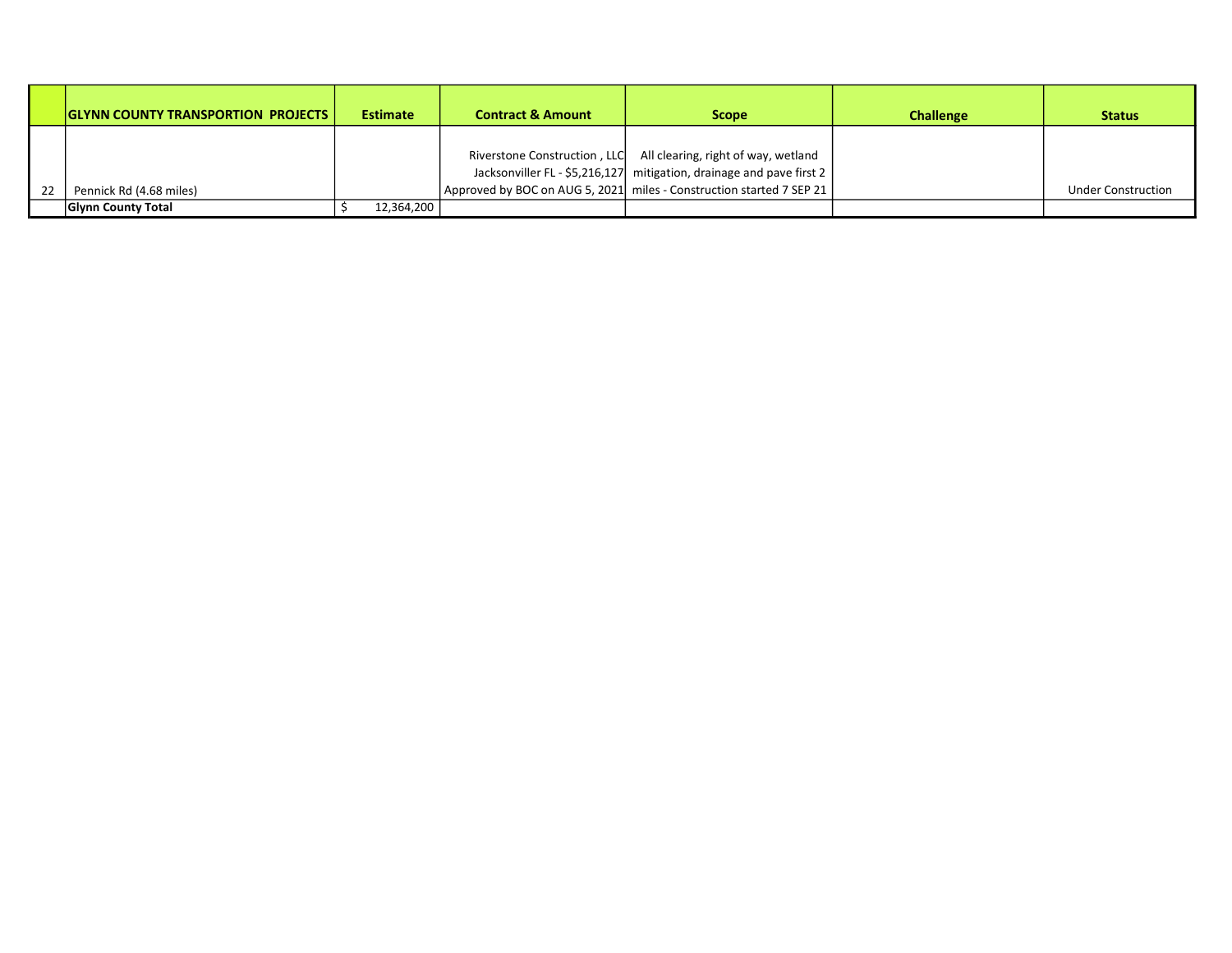| | GLYNN COUNTY TRANSPORTION PROJECTS | Estimate | Contract & Amount | Scope | Challenge | Status |
|---|---|---|---|---|---|---|
| 22 | Pennick Rd (4.68 miles) | | Riverstone Construction , LLC Jacksonviller FL - $5,216,127 Approved by BOC on AUG 5, 2021 | All clearing, right of way, wetland mitigation, drainage and pave first 2 miles - Construction started 7 SEP 21 | | Under Construction |
| | **Glynn County Total** | $ 12,364,200 | | | | |